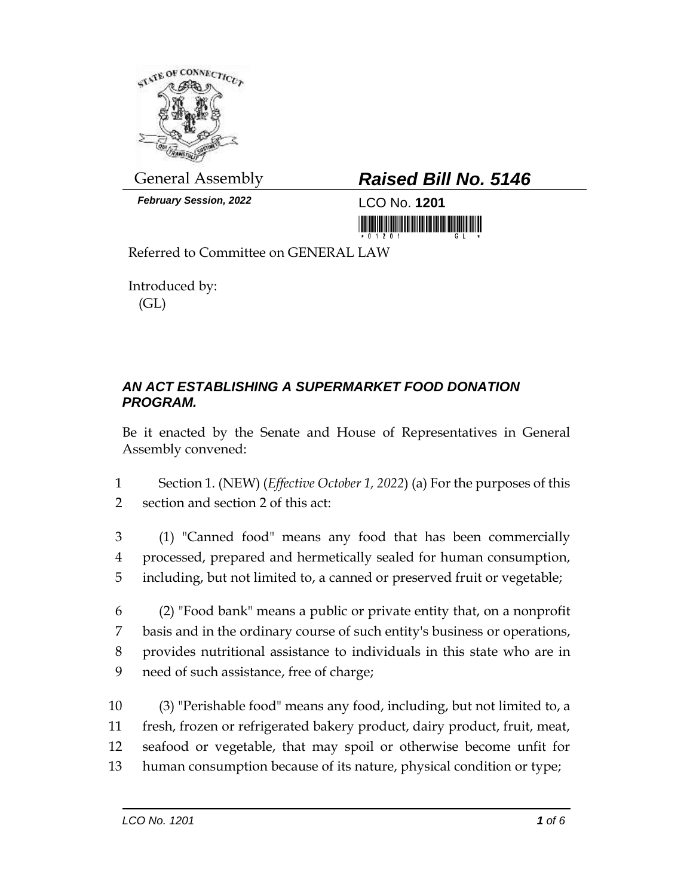General Assembly

***February Session, 2022***

# ***Raised Bill No. 5146***

LCO No. **1201**

Referred to Committee on GENERAL LAW

Introduced by:
(GL)

***AN ACT ESTABLISHING A SUPERMARKET FOOD DONATION PROGRAM.***

Be it enacted by the Senate and House of Representatives in General Assembly convened:

Section 1. (NEW) (*Effective October 1, 2022*) (a) For the purposes of this section and section 2 of this act:

(1) "Canned food" means any food that has been commercially processed, prepared and hermetically sealed for human consumption, including, but not limited to, a canned or preserved fruit or vegetable;

(2) "Food bank" means a public or private entity that, on a nonprofit basis and in the ordinary course of such entity's business or operations, provides nutritional assistance to individuals in this state who are in need of such assistance, free of charge;

(3) "Perishable food" means any food, including, but not limited to, a fresh, frozen or refrigerated bakery product, dairy product, fruit, meat, seafood or vegetable, that may spoil or otherwise become unfit for human consumption because of its nature, physical condition or type;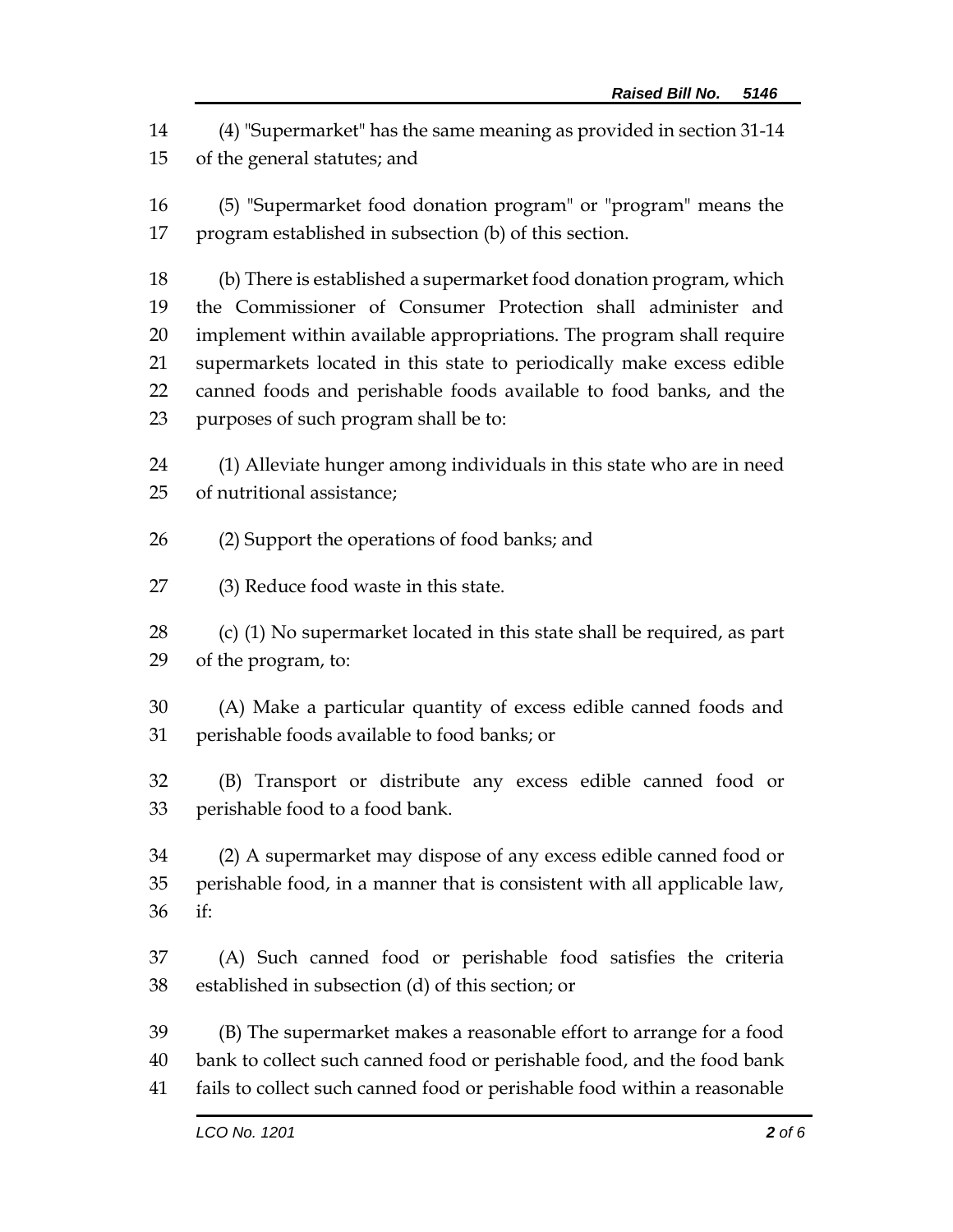(4) "Supermarket" has the same meaning as provided in section 31-14 of the general statutes; and

(5) "Supermarket food donation program" or "program" means the program established in subsection (b) of this section.

(b) There is established a supermarket food donation program, which the Commissioner of Consumer Protection shall administer and implement within available appropriations. The program shall require supermarkets located in this state to periodically make excess edible canned foods and perishable foods available to food banks, and the purposes of such program shall be to:

(1) Alleviate hunger among individuals in this state who are in need of nutritional assistance;

(2) Support the operations of food banks; and

(3) Reduce food waste in this state.

(c) (1) No supermarket located in this state shall be required, as part of the program, to:

(A) Make a particular quantity of excess edible canned foods and perishable foods available to food banks; or

(B) Transport or distribute any excess edible canned food or perishable food to a food bank.

(2) A supermarket may dispose of any excess edible canned food or perishable food, in a manner that is consistent with all applicable law, if:

(A) Such canned food or perishable food satisfies the criteria established in subsection (d) of this section; or

(B) The supermarket makes a reasonable effort to arrange for a food bank to collect such canned food or perishable food, and the food bank fails to collect such canned food or perishable food within a reasonable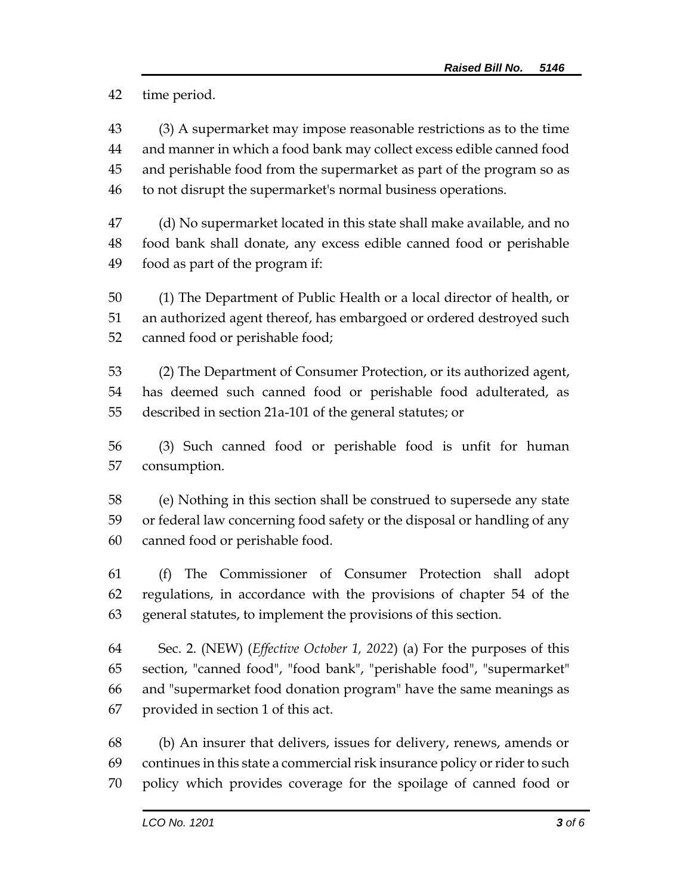time period.

(3) A supermarket may impose reasonable restrictions as to the time and manner in which a food bank may collect excess edible canned food and perishable food from the supermarket as part of the program so as to not disrupt the supermarket's normal business operations.

(d) No supermarket located in this state shall make available, and no food bank shall donate, any excess edible canned food or perishable food as part of the program if:

(1) The Department of Public Health or a local director of health, or an authorized agent thereof, has embargoed or ordered destroyed such canned food or perishable food;

(2) The Department of Consumer Protection, or its authorized agent, has deemed such canned food or perishable food adulterated, as described in section 21a-101 of the general statutes; or

(3) Such canned food or perishable food is unfit for human consumption.

(e) Nothing in this section shall be construed to supersede any state or federal law concerning food safety or the disposal or handling of any canned food or perishable food.

(f) The Commissioner of Consumer Protection shall adopt regulations, in accordance with the provisions of chapter 54 of the general statutes, to implement the provisions of this section.

Sec. 2. (NEW) (*Effective October 1, 2022*) (a) For the purposes of this section, "canned food", "food bank", "perishable food", "supermarket" and "supermarket food donation program" have the same meanings as provided in section 1 of this act.

(b) An insurer that delivers, issues for delivery, renews, amends or continues in this state a commercial risk insurance policy or rider to such policy which provides coverage for the spoilage of canned food or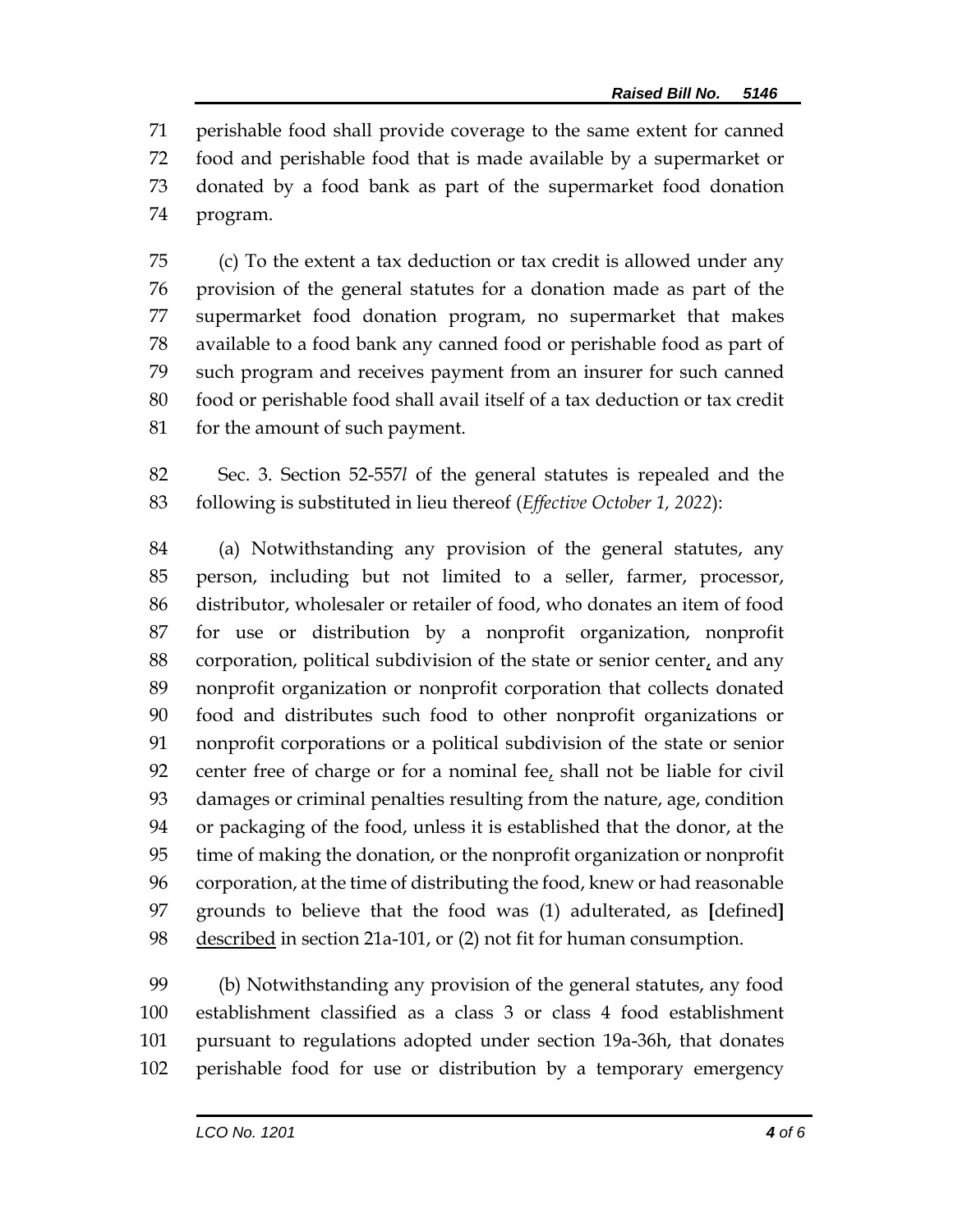perishable food shall provide coverage to the same extent for canned food and perishable food that is made available by a supermarket or donated by a food bank as part of the supermarket food donation program.

(c) To the extent a tax deduction or tax credit is allowed under any provision of the general statutes for a donation made as part of the supermarket food donation program, no supermarket that makes available to a food bank any canned food or perishable food as part of such program and receives payment from an insurer for such canned food or perishable food shall avail itself of a tax deduction or tax credit for the amount of such payment.

Sec. 3. Section 52-557*l* of the general statutes is repealed and the following is substituted in lieu thereof (*Effective October 1, 2022*):

(a) Notwithstanding any provision of the general statutes, any person, including but not limited to a seller, farmer, processor, distributor, wholesaler or retailer of food, who donates an item of food for use or distribution by a nonprofit organization, nonprofit corporation, political subdivision of the state or senior center, and any nonprofit organization or nonprofit corporation that collects donated food and distributes such food to other nonprofit organizations or nonprofit corporations or a political subdivision of the state or senior center free of charge or for a nominal fee, shall not be liable for civil damages or criminal penalties resulting from the nature, age, condition or packaging of the food, unless it is established that the donor, at the time of making the donation, or the nonprofit organization or nonprofit corporation, at the time of distributing the food, knew or had reasonable grounds to believe that the food was (1) adulterated, as **[**defined**]** <u>described</u> in section 21a-101, or (2) not fit for human consumption.

(b) Notwithstanding any provision of the general statutes, any food establishment classified as a class 3 or class 4 food establishment pursuant to regulations adopted under section 19a-36h, that donates perishable food for use or distribution by a temporary emergency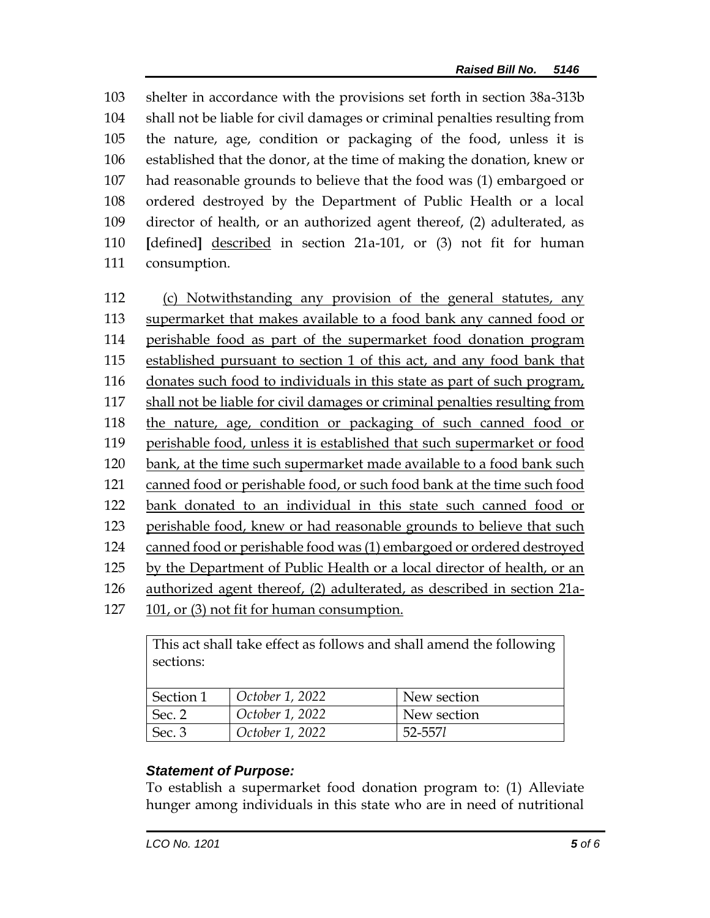shelter in accordance with the provisions set forth in section 38a-313b shall not be liable for civil damages or criminal penalties resulting from the nature, age, condition or packaging of the food, unless it is established that the donor, at the time of making the donation, knew or had reasonable grounds to believe that the food was (1) embargoed or ordered destroyed by the Department of Public Health or a local director of health, or an authorized agent thereof, (2) adulterated, as [defined] <u>described</u> in section 21a-101, or (3) not fit for human consumption.

<u>(c) Notwithstanding any provision of the general statutes, any supermarket that makes available to a food bank any canned food or perishable food as part of the supermarket food donation program established pursuant to section 1 of this act, and any food bank that donates such food to individuals in this state as part of such program, shall not be liable for civil damages or criminal penalties resulting from the nature, age, condition or packaging of such canned food or perishable food, unless it is established that such supermarket or food bank, at the time such supermarket made available to a food bank such canned food or perishable food, or such food bank at the time such food bank donated to an individual in this state such canned food or perishable food, knew or had reasonable grounds to believe that such canned food or perishable food was (1) embargoed or ordered destroyed by the Department of Public Health or a local director of health, or an authorized agent thereof, (2) adulterated, as described in section 21a-101, or (3) not fit for human consumption.</u>

| This act shall take effect as follows and shall amend the following sections: | | |
|---|---|---|
| Section 1 | *October 1, 2022* | New section |
| Sec. 2 | *October 1, 2022* | New section |
| Sec. 3 | *October 1, 2022* | 52-557*l* |

### ***Statement of Purpose:***

To establish a supermarket food donation program to: (1) Alleviate hunger among individuals in this state who are in need of nutritional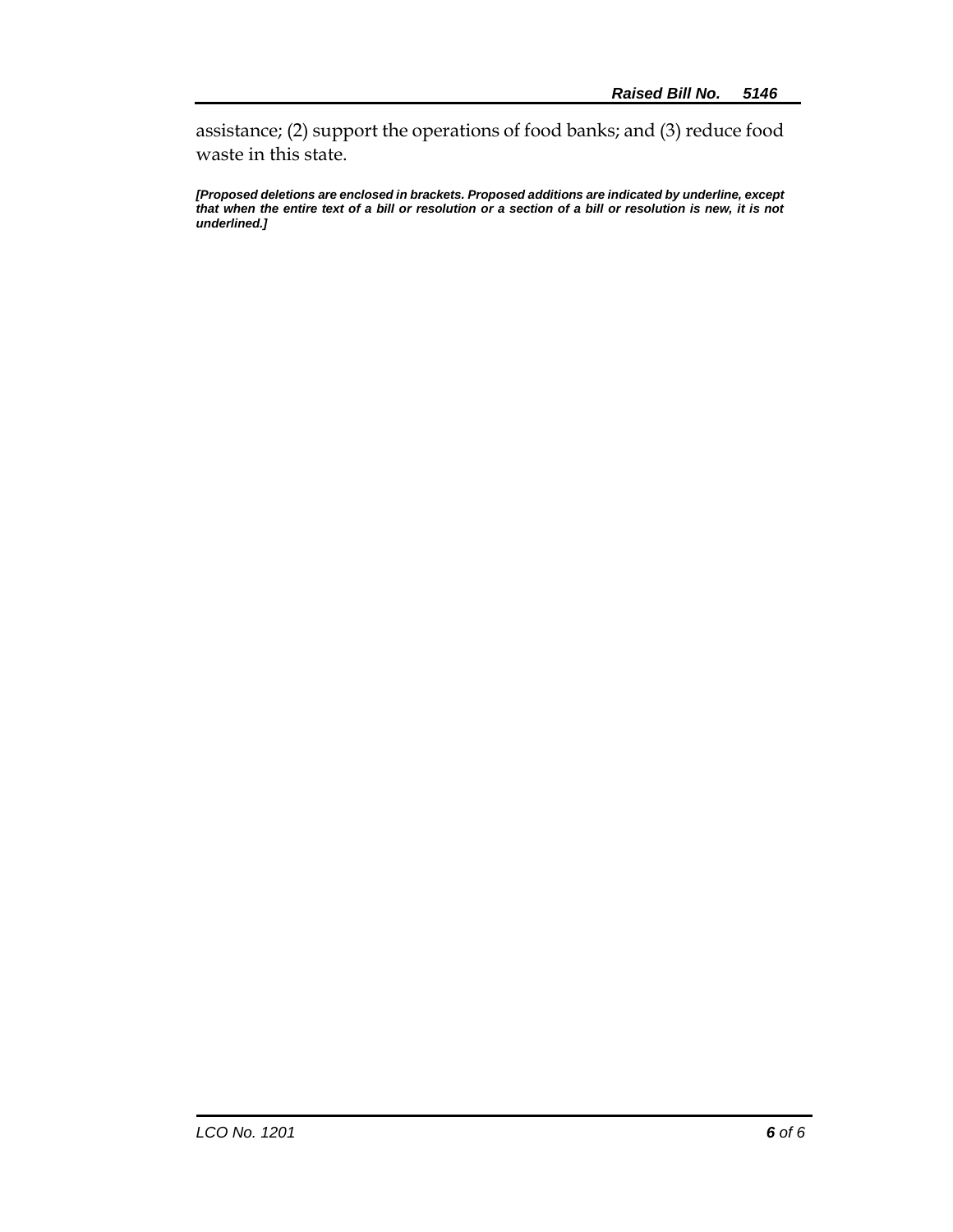assistance; (2) support the operations of food banks; and (3) reduce food waste in this state.

*[Proposed deletions are enclosed in brackets. Proposed additions are indicated by underline, except that when the entire text of a bill or resolution or a section of a bill or resolution is new, it is not underlined.]*